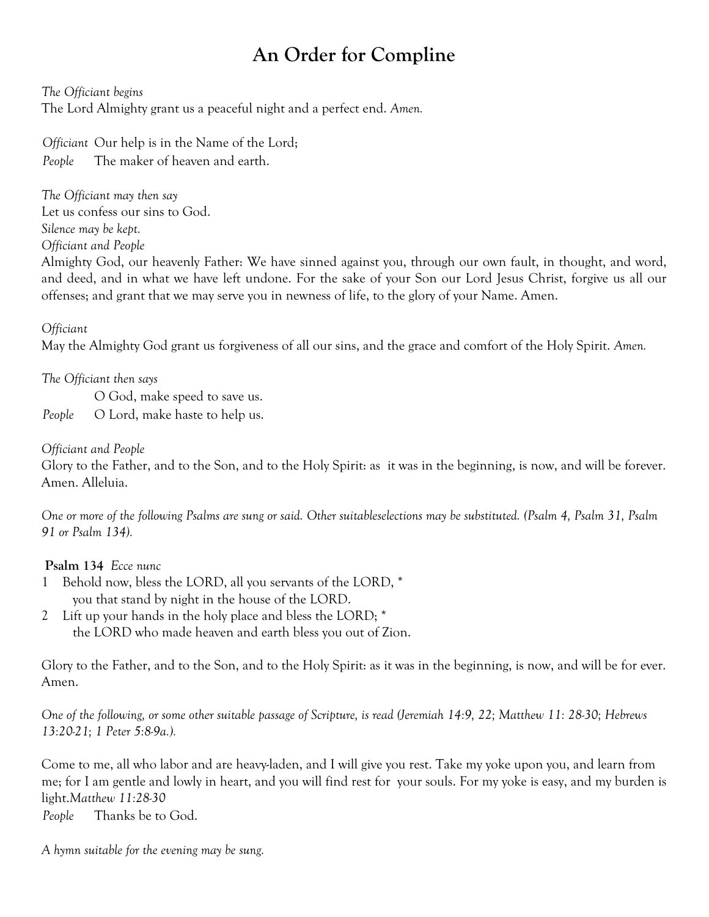# An Order for Compline

*The Officiant begins*
The Lord Almighty grant us a peaceful night and a perfect end. *Amen.*

*Officiant* Our help is in the Name of the Lord;
*People* The maker of heaven and earth.

*The Officiant may then say*
Let us confess our sins to God.
*Silence may be kept.*
*Officiant and People*
Almighty God, our heavenly Father: We have sinned against you, through our own fault, in thought, and word, and deed, and in what we have left undone. For the sake of your Son our Lord Jesus Christ, forgive us all our offenses; and grant that we may serve you in newness of life, to the glory of your Name. Amen.

*Officiant*
May the Almighty God grant us forgiveness of all our sins, and the grace and comfort of the Holy Spirit. *Amen.*

*The Officiant then says*
O God, make speed to save us.
*People* O Lord, make haste to help us.

*Officiant and People*
Glory to the Father, and to the Son, and to the Holy Spirit: as it was in the beginning, is now, and will be forever. Amen. Alleluia.

*One or more of the following Psalms are sung or said. Other suitableselections may be substituted. (Psalm 4, Psalm 31, Psalm 91 or Psalm 134).*

**Psalm 134** *Ecce nunc*
1 Behold now, bless the LORD, all you servants of the LORD, *
you that stand by night in the house of the LORD.
2 Lift up your hands in the holy place and bless the LORD; *
the LORD who made heaven and earth bless you out of Zion.

Glory to the Father, and to the Son, and to the Holy Spirit: as it was in the beginning, is now, and will be for ever. Amen.

*One of the following, or some other suitable passage of Scripture, is read (Jeremiah 14:9, 22; Matthew 11: 28-30; Hebrews 13:20-21; 1 Peter 5:8-9a.).*

Come to me, all who labor and are heavy-laden, and I will give you rest. Take my yoke upon you, and learn from me; for I am gentle and lowly in heart, and you will find rest for your souls. For my yoke is easy, and my burden is light.*Matthew 11:28-30*
*People* Thanks be to God.

*A hymn suitable for the evening may be sung.*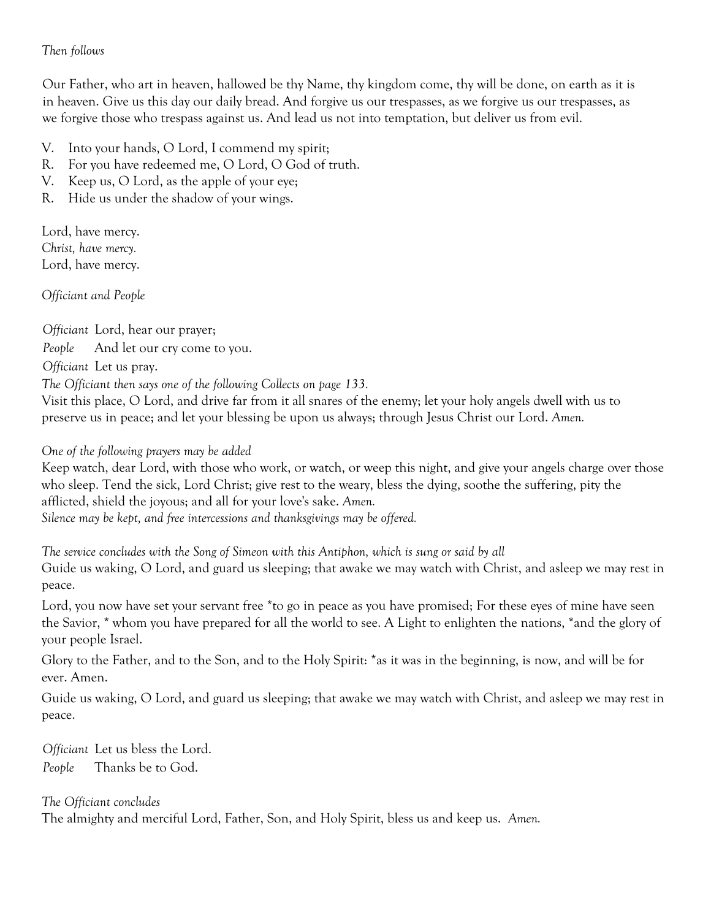*Then follows*

Our Father, who art in heaven, hallowed be thy Name, thy kingdom come, thy will be done, on earth as it is in heaven. Give us this day our daily bread. And forgive us our trespasses, as we forgive us our trespasses, as we forgive those who trespass against us. And lead us not into temptation, but deliver us from evil.

V. Into your hands, O Lord, I commend my spirit;
R. For you have redeemed me, O Lord, O God of truth.
V. Keep us, O Lord, as the apple of your eye;
R. Hide us under the shadow of your wings.

Lord, have mercy.
*Christ, have mercy.*
Lord, have mercy.

*Officiant and People*

*Officiant* Lord, hear our prayer;
*People* And let our cry come to you.
*Officiant* Let us pray.
*The Officiant then says one of the following Collects on page 133.*
Visit this place, O Lord, and drive far from it all snares of the enemy; let your holy angels dwell with us to preserve us in peace; and let your blessing be upon us always; through Jesus Christ our Lord. *Amen.*

*One of the following prayers may be added*
Keep watch, dear Lord, with those who work, or watch, or weep this night, and give your angels charge over those who sleep. Tend the sick, Lord Christ; give rest to the weary, bless the dying, soothe the suffering, pity the afflicted, shield the joyous; and all for your love's sake. *Amen.*
*Silence may be kept, and free intercessions and thanksgivings may be offered.*

*The service concludes with the Song of Simeon with this Antiphon, which is sung or said by all*
Guide us waking, O Lord, and guard us sleeping; that awake we may watch with Christ, and asleep we may rest in peace.

Lord, you now have set your servant free *to go in peace as you have promised; For these eyes of mine have seen the Savior, * whom you have prepared for all the world to see. A Light to enlighten the nations, *and the glory of your people Israel.

Glory to the Father, and to the Son, and to the Holy Spirit: *as it was in the beginning, is now, and will be for ever. Amen.

Guide us waking, O Lord, and guard us sleeping; that awake we may watch with Christ, and asleep we may rest in peace.

*Officiant* Let us bless the Lord.
*People* Thanks be to God.

*The Officiant concludes*
The almighty and merciful Lord, Father, Son, and Holy Spirit, bless us and keep us. *Amen.*